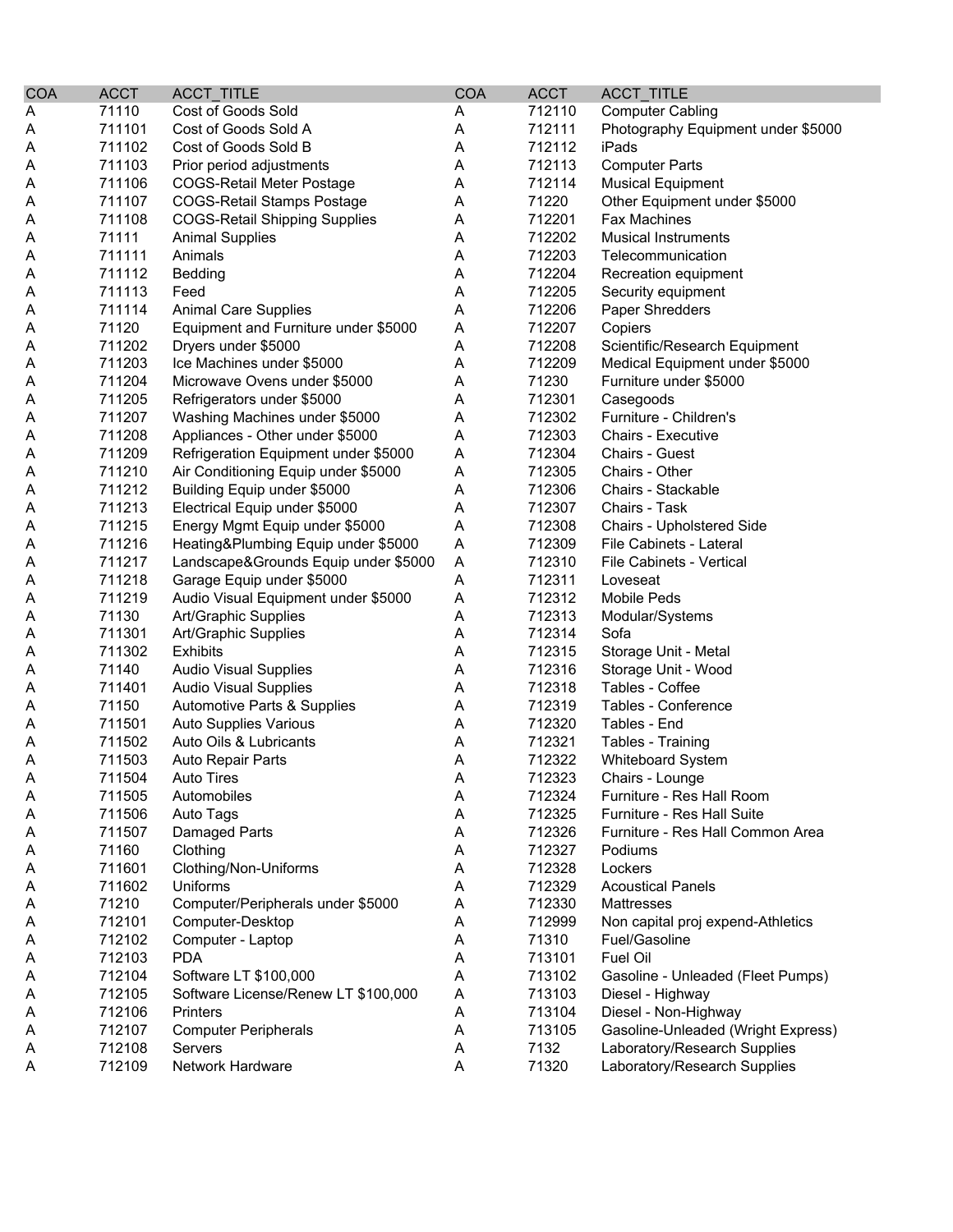| COA | ACCT | ACCT_TITLE |
|---|---|---|
| A | 71110 | Cost of Goods Sold |
| A | 711101 | Cost of Goods Sold A |
| A | 711102 | Cost of Goods Sold B |
| A | 711103 | Prior period adjustments |
| A | 711106 | COGS-Retail Meter Postage |
| A | 711107 | COGS-Retail Stamps Postage |
| A | 711108 | COGS-Retail Shipping Supplies |
| A | 71111 | Animal Supplies |
| A | 711111 | Animals |
| A | 711112 | Bedding |
| A | 711113 | Feed |
| A | 711114 | Animal Care Supplies |
| A | 71120 | Equipment and Furniture under $5000 |
| A | 711202 | Dryers under $5000 |
| A | 711203 | Ice Machines under $5000 |
| A | 711204 | Microwave Ovens under $5000 |
| A | 711205 | Refrigerators under $5000 |
| A | 711207 | Washing Machines under $5000 |
| A | 711208 | Appliances - Other under $5000 |
| A | 711209 | Refrigeration Equipment under $5000 |
| A | 711210 | Air Conditioning Equip under $5000 |
| A | 711212 | Building Equip under $5000 |
| A | 711213 | Electrical Equip under $5000 |
| A | 711215 | Energy Mgmt Equip under $5000 |
| A | 711216 | Heating&Plumbing Equip under $5000 |
| A | 711217 | Landscape&Grounds Equip under $5000 |
| A | 711218 | Garage Equip under $5000 |
| A | 711219 | Audio Visual Equipment under $5000 |
| A | 71130 | Art/Graphic Supplies |
| A | 711301 | Art/Graphic Supplies |
| A | 711302 | Exhibits |
| A | 71140 | Audio Visual Supplies |
| A | 711401 | Audio Visual Supplies |
| A | 71150 | Automotive Parts & Supplies |
| A | 711501 | Auto Supplies Various |
| A | 711502 | Auto Oils & Lubricants |
| A | 711503 | Auto Repair Parts |
| A | 711504 | Auto Tires |
| A | 711505 | Automobiles |
| A | 711506 | Auto Tags |
| A | 711507 | Damaged Parts |
| A | 71160 | Clothing |
| A | 711601 | Clothing/Non-Uniforms |
| A | 711602 | Uniforms |
| A | 71210 | Computer/Peripherals under $5000 |
| A | 712101 | Computer-Desktop |
| A | 712102 | Computer - Laptop |
| A | 712103 | PDA |
| A | 712104 | Software LT $100,000 |
| A | 712105 | Software License/Renew LT $100,000 |
| A | 712106 | Printers |
| A | 712107 | Computer Peripherals |
| A | 712108 | Servers |
| A | 712109 | Network Hardware |
| A | 712110 | Computer Cabling |
| A | 712111 | Photography Equipment under $5000 |
| A | 712112 | iPads |
| A | 712113 | Computer Parts |
| A | 712114 | Musical Equipment |
| A | 71220 | Other Equipment under $5000 |
| A | 712201 | Fax Machines |
| A | 712202 | Musical Instruments |
| A | 712203 | Telecommunication |
| A | 712204 | Recreation equipment |
| A | 712205 | Security equipment |
| A | 712206 | Paper Shredders |
| A | 712207 | Copiers |
| A | 712208 | Scientific/Research Equipment |
| A | 712209 | Medical Equipment under $5000 |
| A | 71230 | Furniture under $5000 |
| A | 712301 | Casegoods |
| A | 712302 | Furniture - Children's |
| A | 712303 | Chairs - Executive |
| A | 712304 | Chairs - Guest |
| A | 712305 | Chairs - Other |
| A | 712306 | Chairs - Stackable |
| A | 712307 | Chairs - Task |
| A | 712308 | Chairs - Upholstered Side |
| A | 712309 | File Cabinets - Lateral |
| A | 712310 | File Cabinets - Vertical |
| A | 712311 | Loveseat |
| A | 712312 | Mobile Peds |
| A | 712313 | Modular/Systems |
| A | 712314 | Sofa |
| A | 712315 | Storage Unit - Metal |
| A | 712316 | Storage Unit - Wood |
| A | 712318 | Tables - Coffee |
| A | 712319 | Tables - Conference |
| A | 712320 | Tables - End |
| A | 712321 | Tables - Training |
| A | 712322 | Whiteboard System |
| A | 712323 | Chairs - Lounge |
| A | 712324 | Furniture - Res Hall Room |
| A | 712325 | Furniture - Res Hall Suite |
| A | 712326 | Furniture - Res Hall Common Area |
| A | 712327 | Podiums |
| A | 712328 | Lockers |
| A | 712329 | Acoustical Panels |
| A | 712330 | Mattresses |
| A | 712999 | Non capital proj expend-Athletics |
| A | 71310 | Fuel/Gasoline |
| A | 713101 | Fuel Oil |
| A | 713102 | Gasoline - Unleaded (Fleet Pumps) |
| A | 713103 | Diesel - Highway |
| A | 713104 | Diesel - Non-Highway |
| A | 713105 | Gasoline-Unleaded (Wright Express) |
| A | 7132 | Laboratory/Research Supplies |
| A | 71320 | Laboratory/Research Supplies |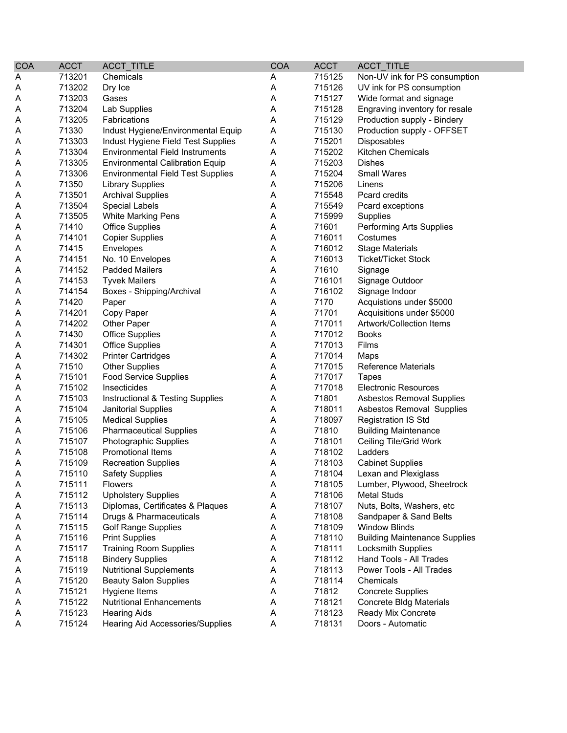| COA | ACCT | ACCT_TITLE | COA | ACCT | ACCT_TITLE |
|---|---|---|---|---|---|
| A | 713201 | Chemicals | A | 715125 | Non-UV ink for PS consumption |
| A | 713202 | Dry Ice | A | 715126 | UV ink for PS consumption |
| A | 713203 | Gases | A | 715127 | Wide format and signage |
| A | 713204 | Lab Supplies | A | 715128 | Engraving inventory for resale |
| A | 713205 | Fabrications | A | 715129 | Production supply - Bindery |
| A | 71330 | Indust Hygiene/Environmental Equip | A | 715130 | Production supply - OFFSET |
| A | 713303 | Indust Hygiene Field Test Supplies | A | 715201 | Disposables |
| A | 713304 | Environmental Field Instruments | A | 715202 | Kitchen Chemicals |
| A | 713305 | Environmental Calibration Equip | A | 715203 | Dishes |
| A | 713306 | Environmental Field Test Supplies | A | 715204 | Small Wares |
| A | 71350 | Library Supplies | A | 715206 | Linens |
| A | 713501 | Archival Supplies | A | 715548 | Pcard credits |
| A | 713504 | Special Labels | A | 715549 | Pcard exceptions |
| A | 713505 | White Marking Pens | A | 715999 | Supplies |
| A | 71410 | Office Supplies | A | 71601 | Performing Arts Supplies |
| A | 714101 | Copier Supplies | A | 716011 | Costumes |
| A | 71415 | Envelopes | A | 716012 | Stage Materials |
| A | 714151 | No. 10 Envelopes | A | 716013 | Ticket/Ticket Stock |
| A | 714152 | Padded Mailers | A | 71610 | Signage |
| A | 714153 | Tyvek Mailers | A | 716101 | Signage Outdoor |
| A | 714154 | Boxes - Shipping/Archival | A | 716102 | Signage Indoor |
| A | 71420 | Paper | A | 7170 | Acquistions under $5000 |
| A | 714201 | Copy Paper | A | 71701 | Acquisitions under $5000 |
| A | 714202 | Other Paper | A | 717011 | Artwork/Collection Items |
| A | 71430 | Office Supplies | A | 717012 | Books |
| A | 714301 | Office Supplies | A | 717013 | Films |
| A | 714302 | Printer Cartridges | A | 717014 | Maps |
| A | 71510 | Other Supplies | A | 717015 | Reference Materials |
| A | 715101 | Food Service Supplies | A | 717017 | Tapes |
| A | 715102 | Insecticides | A | 717018 | Electronic Resources |
| A | 715103 | Instructional & Testing Supplies | A | 71801 | Asbestos Removal Supplies |
| A | 715104 | Janitorial Supplies | A | 718011 | Asbestos Removal Supplies |
| A | 715105 | Medical Supplies | A | 718097 | Registration IS Std |
| A | 715106 | Pharmaceutical Supplies | A | 71810 | Building Maintenance |
| A | 715107 | Photographic Supplies | A | 718101 | Ceiling Tile/Grid Work |
| A | 715108 | Promotional Items | A | 718102 | Ladders |
| A | 715109 | Recreation Supplies | A | 718103 | Cabinet Supplies |
| A | 715110 | Safety Supplies | A | 718104 | Lexan and Plexiglass |
| A | 715111 | Flowers | A | 718105 | Lumber, Plywood, Sheetrock |
| A | 715112 | Upholstery Supplies | A | 718106 | Metal Studs |
| A | 715113 | Diplomas, Certificates & Plaques | A | 718107 | Nuts, Bolts, Washers, etc |
| A | 715114 | Drugs & Pharmaceuticals | A | 718108 | Sandpaper & Sand Belts |
| A | 715115 | Golf Range Supplies | A | 718109 | Window Blinds |
| A | 715116 | Print Supplies | A | 718110 | Building Maintenance Supplies |
| A | 715117 | Training Room Supplies | A | 718111 | Locksmith Supplies |
| A | 715118 | Bindery Supplies | A | 718112 | Hand Tools - All Trades |
| A | 715119 | Nutritional Supplements | A | 718113 | Power Tools - All Trades |
| A | 715120 | Beauty Salon Supplies | A | 718114 | Chemicals |
| A | 715121 | Hygiene Items | A | 71812 | Concrete Supplies |
| A | 715122 | Nutritional Enhancements | A | 718121 | Concrete Bldg Materials |
| A | 715123 | Hearing Aids | A | 718123 | Ready Mix Concrete |
| A | 715124 | Hearing Aid Accessories/Supplies | A | 718131 | Doors - Automatic |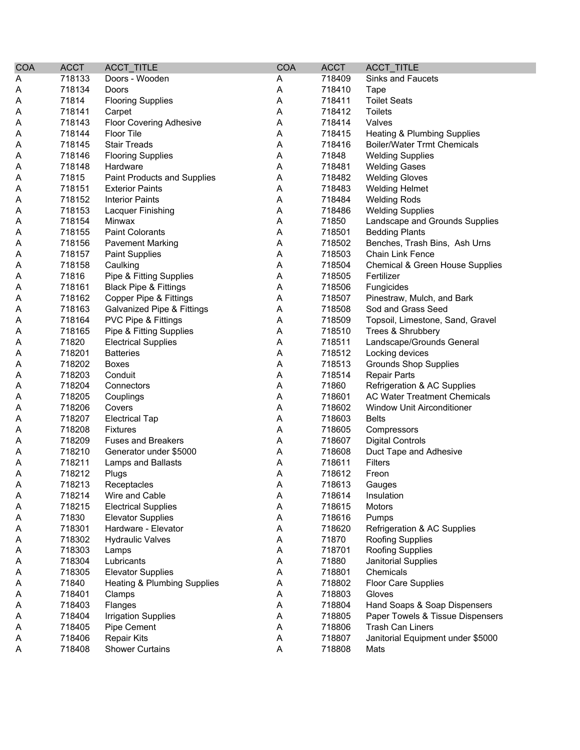| COA | ACCT | ACCT_TITLE | COA | ACCT | ACCT_TITLE |
|---|---|---|---|---|---|
| A | 718133 | Doors - Wooden | A | 718409 | Sinks and Faucets |
| A | 718134 | Doors | A | 718410 | Tape |
| A | 71814 | Flooring Supplies | A | 718411 | Toilet Seats |
| A | 718141 | Carpet | A | 718412 | Toilets |
| A | 718143 | Floor Covering Adhesive | A | 718414 | Valves |
| A | 718144 | Floor Tile | A | 718415 | Heating & Plumbing Supplies |
| A | 718145 | Stair Treads | A | 718416 | Boiler/Water Trmt Chemicals |
| A | 718146 | Flooring Supplies | A | 71848 | Welding Supplies |
| A | 718148 | Hardware | A | 718481 | Welding Gases |
| A | 71815 | Paint Products and Supplies | A | 718482 | Welding Gloves |
| A | 718151 | Exterior Paints | A | 718483 | Welding Helmet |
| A | 718152 | Interior Paints | A | 718484 | Welding Rods |
| A | 718153 | Lacquer Finishing | A | 718486 | Welding Supplies |
| A | 718154 | Minwax | A | 71850 | Landscape and Grounds Supplies |
| A | 718155 | Paint Colorants | A | 718501 | Bedding Plants |
| A | 718156 | Pavement Marking | A | 718502 | Benches, Trash Bins, Ash Urns |
| A | 718157 | Paint Supplies | A | 718503 | Chain Link Fence |
| A | 718158 | Caulking | A | 718504 | Chemical & Green House Supplies |
| A | 71816 | Pipe & Fitting Supplies | A | 718505 | Fertilizer |
| A | 718161 | Black Pipe & Fittings | A | 718506 | Fungicides |
| A | 718162 | Copper Pipe & Fittings | A | 718507 | Pinestraw, Mulch, and Bark |
| A | 718163 | Galvanized Pipe & Fittings | A | 718508 | Sod and Grass Seed |
| A | 718164 | PVC Pipe & Fittings | A | 718509 | Topsoil, Limestone, Sand, Gravel |
| A | 718165 | Pipe & Fitting Supplies | A | 718510 | Trees & Shrubbery |
| A | 71820 | Electrical Supplies | A | 718511 | Landscape/Grounds General |
| A | 718201 | Batteries | A | 718512 | Locking devices |
| A | 718202 | Boxes | A | 718513 | Grounds Shop Supplies |
| A | 718203 | Conduit | A | 718514 | Repair Parts |
| A | 718204 | Connectors | A | 71860 | Refrigeration & AC Supplies |
| A | 718205 | Couplings | A | 718601 | AC Water Treatment Chemicals |
| A | 718206 | Covers | A | 718602 | Window Unit Airconditioner |
| A | 718207 | Electrical Tap | A | 718603 | Belts |
| A | 718208 | Fixtures | A | 718605 | Compressors |
| A | 718209 | Fuses and Breakers | A | 718607 | Digital Controls |
| A | 718210 | Generator under $5000 | A | 718608 | Duct Tape and Adhesive |
| A | 718211 | Lamps and Ballasts | A | 718611 | Filters |
| A | 718212 | Plugs | A | 718612 | Freon |
| A | 718213 | Receptacles | A | 718613 | Gauges |
| A | 718214 | Wire and Cable | A | 718614 | Insulation |
| A | 718215 | Electrical Supplies | A | 718615 | Motors |
| A | 71830 | Elevator Supplies | A | 718616 | Pumps |
| A | 718301 | Hardware - Elevator | A | 718620 | Refrigeration & AC Supplies |
| A | 718302 | Hydraulic Valves | A | 71870 | Roofing Supplies |
| A | 718303 | Lamps | A | 718701 | Roofing Supplies |
| A | 718304 | Lubricants | A | 71880 | Janitorial Supplies |
| A | 718305 | Elevator Supplies | A | 718801 | Chemicals |
| A | 71840 | Heating & Plumbing Supplies | A | 718802 | Floor Care Supplies |
| A | 718401 | Clamps | A | 718803 | Gloves |
| A | 718403 | Flanges | A | 718804 | Hand Soaps & Soap Dispensers |
| A | 718404 | Irrigation Supplies | A | 718805 | Paper Towels & Tissue Dispensers |
| A | 718405 | Pipe Cement | A | 718806 | Trash Can Liners |
| A | 718406 | Repair Kits | A | 718807 | Janitorial Equipment under $5000 |
| A | 718408 | Shower Curtains | A | 718808 | Mats |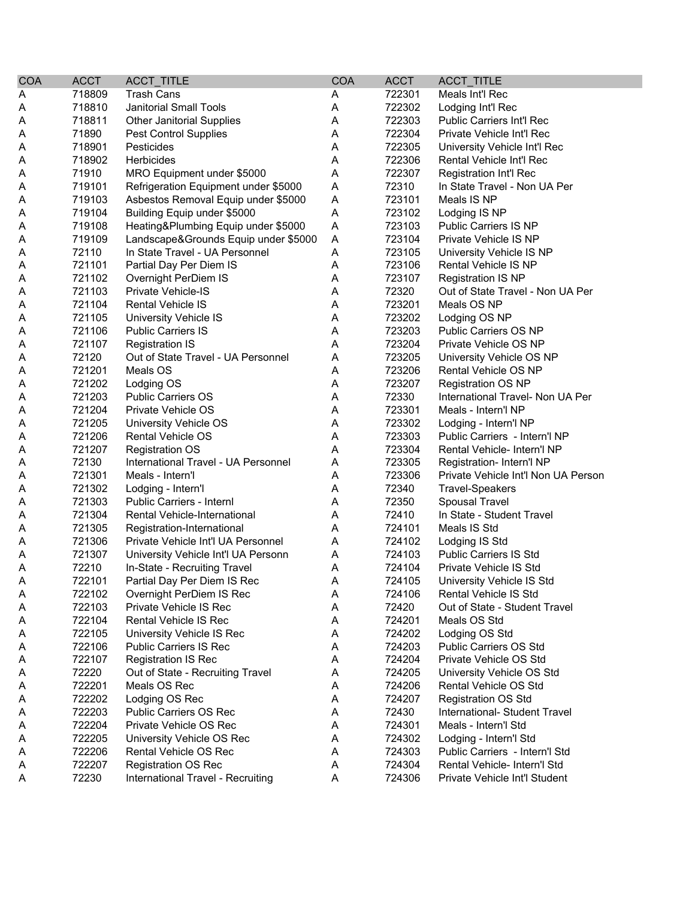| COA | ACCT | ACCT_TITLE | COA | ACCT | ACCT_TITLE |
|---|---|---|---|---|---|
| A | 718809 | Trash Cans | A | 722301 | Meals Int'l Rec |
| A | 718810 | Janitorial Small Tools | A | 722302 | Lodging Int'l Rec |
| A | 718811 | Other Janitorial Supplies | A | 722303 | Public Carriers Int'l Rec |
| A | 71890 | Pest Control Supplies | A | 722304 | Private Vehicle Int'l Rec |
| A | 718901 | Pesticides | A | 722305 | University Vehicle Int'l Rec |
| A | 718902 | Herbicides | A | 722306 | Rental Vehicle Int'l Rec |
| A | 71910 | MRO Equipment under $5000 | A | 722307 | Registration Int'l Rec |
| A | 719101 | Refrigeration Equipment under $5000 | A | 72310 | In State Travel - Non UA Per |
| A | 719103 | Asbestos Removal Equip under $5000 | A | 723101 | Meals IS NP |
| A | 719104 | Building Equip under $5000 | A | 723102 | Lodging IS NP |
| A | 719108 | Heating&Plumbing Equip under $5000 | A | 723103 | Public Carriers IS NP |
| A | 719109 | Landscape&Grounds Equip under $5000 | A | 723104 | Private Vehicle IS NP |
| A | 72110 | In State Travel - UA Personnel | A | 723105 | University Vehicle IS NP |
| A | 721101 | Partial Day Per Diem IS | A | 723106 | Rental Vehicle IS NP |
| A | 721102 | Overnight PerDiem IS | A | 723107 | Registration IS NP |
| A | 721103 | Private Vehicle-IS | A | 72320 | Out of State Travel - Non UA Per |
| A | 721104 | Rental Vehicle IS | A | 723201 | Meals OS NP |
| A | 721105 | University Vehicle IS | A | 723202 | Lodging OS NP |
| A | 721106 | Public Carriers IS | A | 723203 | Public Carriers OS NP |
| A | 721107 | Registration IS | A | 723204 | Private Vehicle OS NP |
| A | 72120 | Out of State Travel - UA Personnel | A | 723205 | University Vehicle OS NP |
| A | 721201 | Meals OS | A | 723206 | Rental Vehicle OS NP |
| A | 721202 | Lodging OS | A | 723207 | Registration OS NP |
| A | 721203 | Public Carriers OS | A | 72330 | International Travel- Non UA Per |
| A | 721204 | Private Vehicle OS | A | 723301 | Meals - Intern'l NP |
| A | 721205 | University Vehicle OS | A | 723302 | Lodging - Intern'l NP |
| A | 721206 | Rental Vehicle OS | A | 723303 | Public Carriers - Intern'l NP |
| A | 721207 | Registration OS | A | 723304 | Rental Vehicle- Intern'l NP |
| A | 72130 | International Travel - UA Personnel | A | 723305 | Registration- Intern'l NP |
| A | 721301 | Meals - Intern'l | A | 723306 | Private Vehicle Int'l Non UA Person |
| A | 721302 | Lodging - Intern'l | A | 72340 | Travel-Speakers |
| A | 721303 | Public Carriers - Internl | A | 72350 | Spousal Travel |
| A | 721304 | Rental Vehicle-International | A | 72410 | In State - Student Travel |
| A | 721305 | Registration-International | A | 724101 | Meals IS Std |
| A | 721306 | Private Vehicle Int'l UA Personnel | A | 724102 | Lodging IS Std |
| A | 721307 | University Vehicle Int'l UA Personn | A | 724103 | Public Carriers IS Std |
| A | 72210 | In-State - Recruiting Travel | A | 724104 | Private Vehicle IS Std |
| A | 722101 | Partial Day Per Diem IS Rec | A | 724105 | University Vehicle IS Std |
| A | 722102 | Overnight PerDiem IS Rec | A | 724106 | Rental Vehicle IS Std |
| A | 722103 | Private Vehicle IS Rec | A | 72420 | Out of State - Student Travel |
| A | 722104 | Rental Vehicle IS Rec | A | 724201 | Meals OS Std |
| A | 722105 | University Vehicle IS Rec | A | 724202 | Lodging OS Std |
| A | 722106 | Public Carriers IS Rec | A | 724203 | Public Carriers OS Std |
| A | 722107 | Registration IS Rec | A | 724204 | Private Vehicle OS Std |
| A | 72220 | Out of State - Recruiting Travel | A | 724205 | University Vehicle OS Std |
| A | 722201 | Meals OS Rec | A | 724206 | Rental Vehicle OS Std |
| A | 722202 | Lodging OS Rec | A | 724207 | Registration OS Std |
| A | 722203 | Public Carriers OS Rec | A | 72430 | International- Student Travel |
| A | 722204 | Private Vehicle OS Rec | A | 724301 | Meals - Intern'l Std |
| A | 722205 | University Vehicle OS Rec | A | 724302 | Lodging - Intern'l Std |
| A | 722206 | Rental Vehicle OS Rec | A | 724303 | Public Carriers - Intern'l Std |
| A | 722207 | Registration OS Rec | A | 724304 | Rental Vehicle- Intern'l Std |
| A | 72230 | International Travel - Recruiting | A | 724306 | Private Vehicle Int'l Student |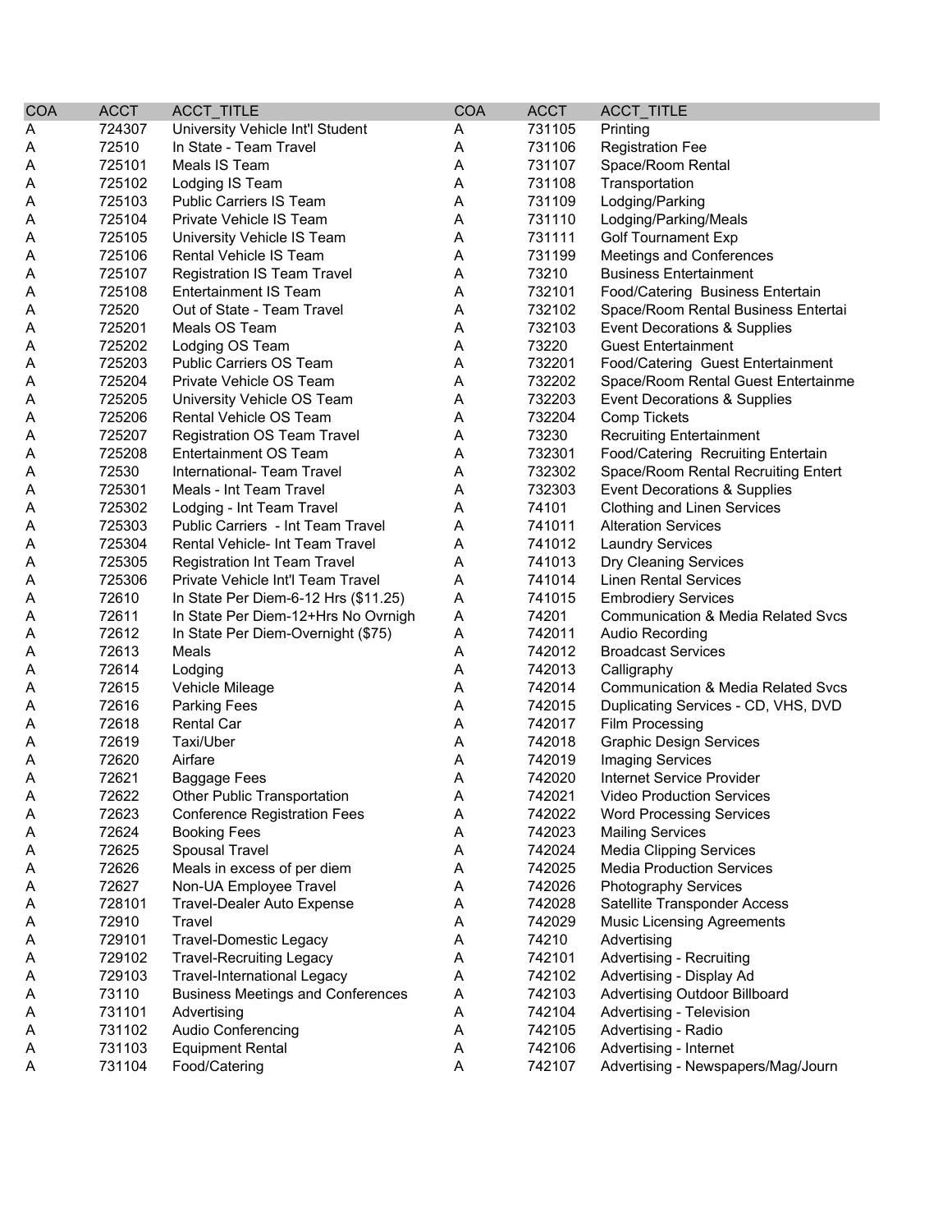| COA | ACCT | ACCT_TITLE | COA | ACCT | ACCT_TITLE |
|---|---|---|---|---|---|
| A | 724307 | University Vehicle Int'l Student | A | 731105 | Printing |
| A | 72510 | In State - Team Travel | A | 731106 | Registration Fee |
| A | 725101 | Meals IS Team | A | 731107 | Space/Room Rental |
| A | 725102 | Lodging IS Team | A | 731108 | Transportation |
| A | 725103 | Public Carriers IS Team | A | 731109 | Lodging/Parking |
| A | 725104 | Private Vehicle IS Team | A | 731110 | Lodging/Parking/Meals |
| A | 725105 | University Vehicle IS Team | A | 731111 | Golf Tournament Exp |
| A | 725106 | Rental Vehicle IS Team | A | 731199 | Meetings and Conferences |
| A | 725107 | Registration IS Team Travel | A | 73210 | Business Entertainment |
| A | 725108 | Entertainment IS Team | A | 732101 | Food/Catering Business Entertain |
| A | 72520 | Out of State - Team Travel | A | 732102 | Space/Room Rental Business Entertai |
| A | 725201 | Meals OS Team | A | 732103 | Event Decorations & Supplies |
| A | 725202 | Lodging OS Team | A | 73220 | Guest Entertainment |
| A | 725203 | Public Carriers OS Team | A | 732201 | Food/Catering Guest Entertainment |
| A | 725204 | Private Vehicle OS Team | A | 732202 | Space/Room Rental Guest Entertainme |
| A | 725205 | University Vehicle OS Team | A | 732203 | Event Decorations & Supplies |
| A | 725206 | Rental Vehicle OS Team | A | 732204 | Comp Tickets |
| A | 725207 | Registration OS Team Travel | A | 73230 | Recruiting Entertainment |
| A | 725208 | Entertainment OS Team | A | 732301 | Food/Catering Recruiting Entertain |
| A | 72530 | International- Team Travel | A | 732302 | Space/Room Rental Recruiting Entert |
| A | 725301 | Meals - Int Team Travel | A | 732303 | Event Decorations & Supplies |
| A | 725302 | Lodging - Int Team Travel | A | 74101 | Clothing and Linen Services |
| A | 725303 | Public Carriers - Int Team Travel | A | 741011 | Alteration Services |
| A | 725304 | Rental Vehicle- Int Team Travel | A | 741012 | Laundry Services |
| A | 725305 | Registration Int Team Travel | A | 741013 | Dry Cleaning Services |
| A | 725306 | Private Vehicle Int'l Team Travel | A | 741014 | Linen Rental Services |
| A | 72610 | In State Per Diem-6-12 Hrs ($11.25) | A | 741015 | Embrodiery Services |
| A | 72611 | In State Per Diem-12+Hrs No Ovrnigh | A | 74201 | Communication & Media Related Svcs |
| A | 72612 | In State Per Diem-Overnight ($75) | A | 742011 | Audio Recording |
| A | 72613 | Meals | A | 742012 | Broadcast Services |
| A | 72614 | Lodging | A | 742013 | Calligraphy |
| A | 72615 | Vehicle Mileage | A | 742014 | Communication & Media Related Svcs |
| A | 72616 | Parking Fees | A | 742015 | Duplicating Services - CD, VHS, DVD |
| A | 72618 | Rental Car | A | 742017 | Film Processing |
| A | 72619 | Taxi/Uber | A | 742018 | Graphic Design Services |
| A | 72620 | Airfare | A | 742019 | Imaging Services |
| A | 72621 | Baggage Fees | A | 742020 | Internet Service Provider |
| A | 72622 | Other Public Transportation | A | 742021 | Video Production Services |
| A | 72623 | Conference Registration Fees | A | 742022 | Word Processing Services |
| A | 72624 | Booking Fees | A | 742023 | Mailing Services |
| A | 72625 | Spousal Travel | A | 742024 | Media Clipping Services |
| A | 72626 | Meals in excess of per diem | A | 742025 | Media Production Services |
| A | 72627 | Non-UA Employee Travel | A | 742026 | Photography Services |
| A | 728101 | Travel-Dealer Auto Expense | A | 742028 | Satellite Transponder Access |
| A | 72910 | Travel | A | 742029 | Music Licensing Agreements |
| A | 729101 | Travel-Domestic Legacy | A | 74210 | Advertising |
| A | 729102 | Travel-Recruiting Legacy | A | 742101 | Advertising - Recruiting |
| A | 729103 | Travel-International Legacy | A | 742102 | Advertising - Display Ad |
| A | 73110 | Business Meetings and Conferences | A | 742103 | Advertising Outdoor Billboard |
| A | 731101 | Advertising | A | 742104 | Advertising - Television |
| A | 731102 | Audio Conferencing | A | 742105 | Advertising - Radio |
| A | 731103 | Equipment Rental | A | 742106 | Advertising - Internet |
| A | 731104 | Food/Catering | A | 742107 | Advertising - Newspapers/Mag/Journ |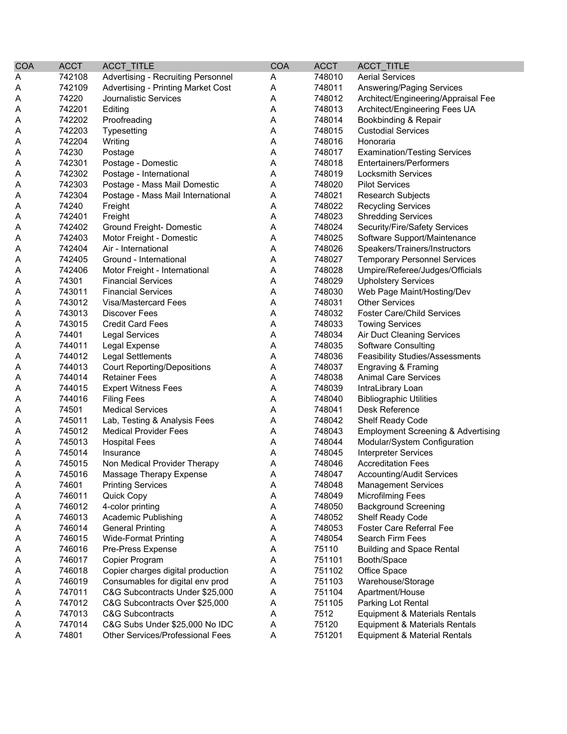| COA | ACCT | ACCT_TITLE | COA | ACCT | ACCT_TITLE |
|---|---|---|---|---|---|
| A | 742108 | Advertising - Recruiting Personnel | A | 748010 | Aerial Services |
| A | 742109 | Advertising - Printing Market Cost | A | 748011 | Answering/Paging Services |
| A | 74220 | Journalistic Services | A | 748012 | Architect/Engineering/Appraisal Fee |
| A | 742201 | Editing | A | 748013 | Architect/Engineering Fees UA |
| A | 742202 | Proofreading | A | 748014 | Bookbinding & Repair |
| A | 742203 | Typesetting | A | 748015 | Custodial Services |
| A | 742204 | Writing | A | 748016 | Honoraria |
| A | 74230 | Postage | A | 748017 | Examination/Testing Services |
| A | 742301 | Postage - Domestic | A | 748018 | Entertainers/Performers |
| A | 742302 | Postage - International | A | 748019 | Locksmith Services |
| A | 742303 | Postage - Mass Mail Domestic | A | 748020 | Pilot Services |
| A | 742304 | Postage - Mass Mail International | A | 748021 | Research Subjects |
| A | 74240 | Freight | A | 748022 | Recycling Services |
| A | 742401 | Freight | A | 748023 | Shredding Services |
| A | 742402 | Ground Freight- Domestic | A | 748024 | Security/Fire/Safety Services |
| A | 742403 | Motor Freight - Domestic | A | 748025 | Software Support/Maintenance |
| A | 742404 | Air - International | A | 748026 | Speakers/Trainers/Instructors |
| A | 742405 | Ground - International | A | 748027 | Temporary Personnel Services |
| A | 742406 | Motor Freight - International | A | 748028 | Umpire/Referee/Judges/Officials |
| A | 74301 | Financial Services | A | 748029 | Upholstery Services |
| A | 743011 | Financial Services | A | 748030 | Web Page Maint/Hosting/Dev |
| A | 743012 | Visa/Mastercard Fees | A | 748031 | Other Services |
| A | 743013 | Discover Fees | A | 748032 | Foster Care/Child Services |
| A | 743015 | Credit Card Fees | A | 748033 | Towing Services |
| A | 74401 | Legal Services | A | 748034 | Air Duct Cleaning Services |
| A | 744011 | Legal Expense | A | 748035 | Software Consulting |
| A | 744012 | Legal Settlements | A | 748036 | Feasibility Studies/Assessments |
| A | 744013 | Court Reporting/Depositions | A | 748037 | Engraving & Framing |
| A | 744014 | Retainer Fees | A | 748038 | Animal Care Services |
| A | 744015 | Expert Witness Fees | A | 748039 | IntraLibrary Loan |
| A | 744016 | Filing Fees | A | 748040 | Bibliographic Utilities |
| A | 74501 | Medical Services | A | 748041 | Desk Reference |
| A | 745011 | Lab, Testing & Analysis Fees | A | 748042 | Shelf Ready Code |
| A | 745012 | Medical Provider Fees | A | 748043 | Employment Screening & Advertising |
| A | 745013 | Hospital Fees | A | 748044 | Modular/System Configuration |
| A | 745014 | Insurance | A | 748045 | Interpreter Services |
| A | 745015 | Non Medical Provider Therapy | A | 748046 | Accreditation Fees |
| A | 745016 | Massage Therapy Expense | A | 748047 | Accounting/Audit Services |
| A | 74601 | Printing Services | A | 748048 | Management Services |
| A | 746011 | Quick Copy | A | 748049 | Microfilming Fees |
| A | 746012 | 4-color printing | A | 748050 | Background Screening |
| A | 746013 | Academic Publishing | A | 748052 | Shelf Ready Code |
| A | 746014 | General Printing | A | 748053 | Foster Care Referral Fee |
| A | 746015 | Wide-Format Printing | A | 748054 | Search Firm Fees |
| A | 746016 | Pre-Press Expense | A | 75110 | Building and Space Rental |
| A | 746017 | Copier Program | A | 751101 | Booth/Space |
| A | 746018 | Copier charges digital production | A | 751102 | Office Space |
| A | 746019 | Consumables for digital env prod | A | 751103 | Warehouse/Storage |
| A | 747011 | C&G Subcontracts Under $25,000 | A | 751104 | Apartment/House |
| A | 747012 | C&G Subcontracts Over $25,000 | A | 751105 | Parking Lot Rental |
| A | 747013 | C&G Subcontracts | A | 7512 | Equipment & Materials Rentals |
| A | 747014 | C&G Subs Under $25,000 No IDC | A | 75120 | Equipment & Materials Rentals |
| A | 74801 | Other Services/Professional Fees | A | 751201 | Equipment & Material Rentals |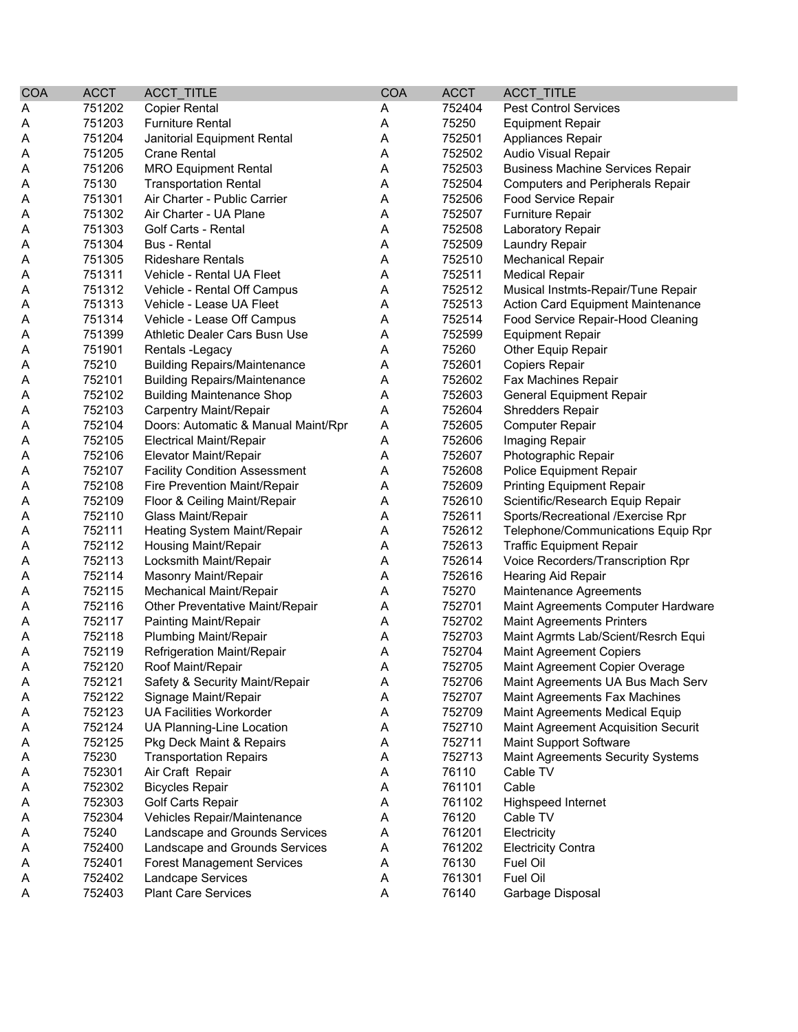| COA | ACCT | ACCT_TITLE | COA | ACCT | ACCT_TITLE |
|---|---|---|---|---|---|
| A | 751202 | Copier Rental | A | 752404 | Pest Control Services |
| A | 751203 | Furniture Rental | A | 75250 | Equipment Repair |
| A | 751204 | Janitorial Equipment Rental | A | 752501 | Appliances Repair |
| A | 751205 | Crane Rental | A | 752502 | Audio Visual Repair |
| A | 751206 | MRO Equipment Rental | A | 752503 | Business Machine Services Repair |
| A | 75130 | Transportation Rental | A | 752504 | Computers and Peripherals Repair |
| A | 751301 | Air Charter - Public Carrier | A | 752506 | Food Service Repair |
| A | 751302 | Air Charter - UA Plane | A | 752507 | Furniture Repair |
| A | 751303 | Golf Carts - Rental | A | 752508 | Laboratory Repair |
| A | 751304 | Bus - Rental | A | 752509 | Laundry Repair |
| A | 751305 | Rideshare Rentals | A | 752510 | Mechanical Repair |
| A | 751311 | Vehicle - Rental UA Fleet | A | 752511 | Medical Repair |
| A | 751312 | Vehicle - Rental Off Campus | A | 752512 | Musical Instmts-Repair/Tune Repair |
| A | 751313 | Vehicle - Lease UA Fleet | A | 752513 | Action Card Equipment Maintenance |
| A | 751314 | Vehicle - Lease Off Campus | A | 752514 | Food Service Repair-Hood Cleaning |
| A | 751399 | Athletic Dealer Cars Busn Use | A | 752599 | Equipment Repair |
| A | 751901 | Rentals -Legacy | A | 75260 | Other Equip Repair |
| A | 75210 | Building Repairs/Maintenance | A | 752601 | Copiers Repair |
| A | 752101 | Building Repairs/Maintenance | A | 752602 | Fax Machines Repair |
| A | 752102 | Building Maintenance Shop | A | 752603 | General Equipment Repair |
| A | 752103 | Carpentry Maint/Repair | A | 752604 | Shredders Repair |
| A | 752104 | Doors: Automatic & Manual Maint/Rpr | A | 752605 | Computer Repair |
| A | 752105 | Electrical Maint/Repair | A | 752606 | Imaging Repair |
| A | 752106 | Elevator Maint/Repair | A | 752607 | Photographic Repair |
| A | 752107 | Facility Condition Assessment | A | 752608 | Police Equipment Repair |
| A | 752108 | Fire Prevention Maint/Repair | A | 752609 | Printing Equipment Repair |
| A | 752109 | Floor & Ceiling Maint/Repair | A | 752610 | Scientific/Research Equip Repair |
| A | 752110 | Glass Maint/Repair | A | 752611 | Sports/Recreational /Exercise Rpr |
| A | 752111 | Heating System Maint/Repair | A | 752612 | Telephone/Communications Equip Rpr |
| A | 752112 | Housing Maint/Repair | A | 752613 | Traffic Equipment Repair |
| A | 752113 | Locksmith Maint/Repair | A | 752614 | Voice Recorders/Transcription Rpr |
| A | 752114 | Masonry Maint/Repair | A | 752616 | Hearing Aid Repair |
| A | 752115 | Mechanical Maint/Repair | A | 75270 | Maintenance Agreements |
| A | 752116 | Other Preventative Maint/Repair | A | 752701 | Maint Agreements Computer Hardware |
| A | 752117 | Painting Maint/Repair | A | 752702 | Maint Agreements Printers |
| A | 752118 | Plumbing Maint/Repair | A | 752703 | Maint Agrmts Lab/Scient/Resrch Equi |
| A | 752119 | Refrigeration Maint/Repair | A | 752704 | Maint Agreement Copiers |
| A | 752120 | Roof Maint/Repair | A | 752705 | Maint Agreement Copier Overage |
| A | 752121 | Safety & Security Maint/Repair | A | 752706 | Maint Agreements UA Bus Mach Serv |
| A | 752122 | Signage Maint/Repair | A | 752707 | Maint Agreements Fax Machines |
| A | 752123 | UA Facilities Workorder | A | 752709 | Maint Agreements Medical Equip |
| A | 752124 | UA Planning-Line Location | A | 752710 | Maint Agreement Acquisition Securit |
| A | 752125 | Pkg Deck Maint & Repairs | A | 752711 | Maint Support Software |
| A | 75230 | Transportation Repairs | A | 752713 | Maint Agreements Security Systems |
| A | 752301 | Air Craft Repair | A | 76110 | Cable TV |
| A | 752302 | Bicycles Repair | A | 761101 | Cable |
| A | 752303 | Golf Carts Repair | A | 761102 | Highspeed Internet |
| A | 752304 | Vehicles Repair/Maintenance | A | 76120 | Cable TV |
| A | 75240 | Landscape and Grounds Services | A | 761201 | Electricity |
| A | 752400 | Landscape and Grounds Services | A | 761202 | Electricity Contra |
| A | 752401 | Forest Management Services | A | 76130 | Fuel Oil |
| A | 752402 | Landcape Services | A | 761301 | Fuel Oil |
| A | 752403 | Plant Care Services | A | 76140 | Garbage Disposal |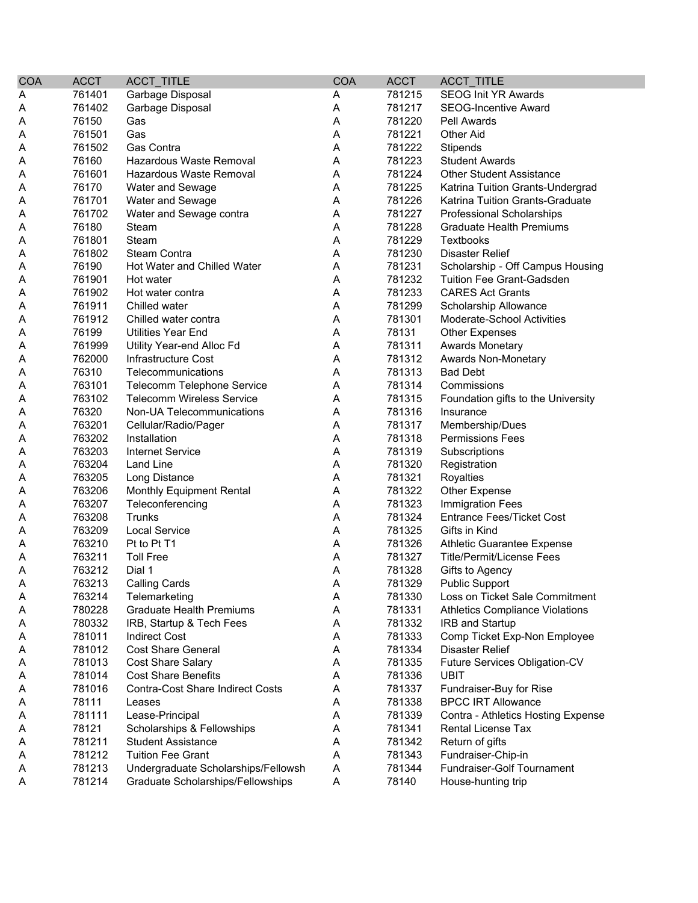| COA | ACCT | ACCT_TITLE | COA | ACCT | ACCT_TITLE |
|---|---|---|---|---|---|
| A | 761401 | Garbage Disposal | A | 781215 | SEOG Init YR Awards |
| A | 761402 | Garbage Disposal | A | 781217 | SEOG-Incentive Award |
| A | 76150 | Gas | A | 781220 | Pell Awards |
| A | 761501 | Gas | A | 781221 | Other Aid |
| A | 761502 | Gas Contra | A | 781222 | Stipends |
| A | 76160 | Hazardous Waste Removal | A | 781223 | Student Awards |
| A | 761601 | Hazardous Waste Removal | A | 781224 | Other Student Assistance |
| A | 76170 | Water and Sewage | A | 781225 | Katrina Tuition Grants-Undergrad |
| A | 761701 | Water and Sewage | A | 781226 | Katrina Tuition Grants-Graduate |
| A | 761702 | Water and Sewage contra | A | 781227 | Professional Scholarships |
| A | 76180 | Steam | A | 781228 | Graduate Health Premiums |
| A | 761801 | Steam | A | 781229 | Textbooks |
| A | 761802 | Steam Contra | A | 781230 | Disaster Relief |
| A | 76190 | Hot Water and Chilled Water | A | 781231 | Scholarship - Off Campus Housing |
| A | 761901 | Hot water | A | 781232 | Tuition Fee Grant-Gadsden |
| A | 761902 | Hot water contra | A | 781233 | CARES Act Grants |
| A | 761911 | Chilled water | A | 781299 | Scholarship Allowance |
| A | 761912 | Chilled water contra | A | 781301 | Moderate-School Activities |
| A | 76199 | Utilities Year End | A | 78131 | Other Expenses |
| A | 761999 | Utility Year-end Alloc Fd | A | 781311 | Awards Monetary |
| A | 762000 | Infrastructure Cost | A | 781312 | Awards Non-Monetary |
| A | 76310 | Telecommunications | A | 781313 | Bad Debt |
| A | 763101 | Telecomm Telephone Service | A | 781314 | Commissions |
| A | 763102 | Telecomm Wireless Service | A | 781315 | Foundation gifts to the University |
| A | 76320 | Non-UA Telecommunications | A | 781316 | Insurance |
| A | 763201 | Cellular/Radio/Pager | A | 781317 | Membership/Dues |
| A | 763202 | Installation | A | 781318 | Permissions Fees |
| A | 763203 | Internet Service | A | 781319 | Subscriptions |
| A | 763204 | Land Line | A | 781320 | Registration |
| A | 763205 | Long Distance | A | 781321 | Royalties |
| A | 763206 | Monthly Equipment Rental | A | 781322 | Other Expense |
| A | 763207 | Teleconferencing | A | 781323 | Immigration Fees |
| A | 763208 | Trunks | A | 781324 | Entrance Fees/Ticket Cost |
| A | 763209 | Local Service | A | 781325 | Gifts in Kind |
| A | 763210 | Pt to Pt T1 | A | 781326 | Athletic Guarantee Expense |
| A | 763211 | Toll Free | A | 781327 | Title/Permit/License Fees |
| A | 763212 | Dial 1 | A | 781328 | Gifts to Agency |
| A | 763213 | Calling Cards | A | 781329 | Public Support |
| A | 763214 | Telemarketing | A | 781330 | Loss on Ticket Sale Commitment |
| A | 780228 | Graduate Health Premiums | A | 781331 | Athletics Compliance Violations |
| A | 780332 | IRB, Startup & Tech Fees | A | 781332 | IRB and Startup |
| A | 781011 | Indirect Cost | A | 781333 | Comp Ticket Exp-Non Employee |
| A | 781012 | Cost Share General | A | 781334 | Disaster Relief |
| A | 781013 | Cost Share Salary | A | 781335 | Future Services Obligation-CV |
| A | 781014 | Cost Share Benefits | A | 781336 | UBIT |
| A | 781016 | Contra-Cost Share Indirect Costs | A | 781337 | Fundraiser-Buy for Rise |
| A | 78111 | Leases | A | 781338 | BPCC IRT Allowance |
| A | 781111 | Lease-Principal | A | 781339 | Contra - Athletics Hosting Expense |
| A | 78121 | Scholarships & Fellowships | A | 781341 | Rental License Tax |
| A | 781211 | Student Assistance | A | 781342 | Return of gifts |
| A | 781212 | Tuition Fee Grant | A | 781343 | Fundraiser-Chip-in |
| A | 781213 | Undergraduate Scholarships/Fellowsh | A | 781344 | Fundraiser-Golf Tournament |
| A | 781214 | Graduate Scholarships/Fellowships | A | 78140 | House-hunting trip |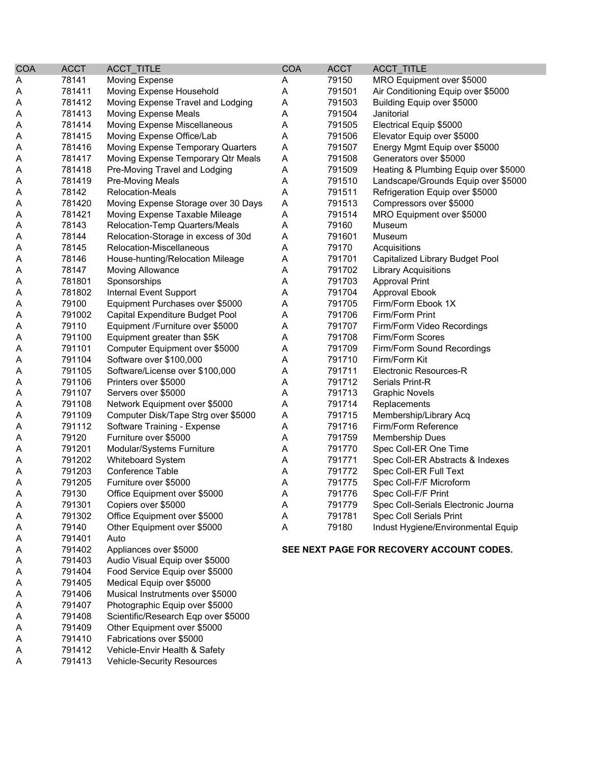| COA | ACCT | ACCT_TITLE |
|---|---|---|
| A | 78141 | Moving Expense |
| A | 781411 | Moving Expense Household |
| A | 781412 | Moving Expense Travel and Lodging |
| A | 781413 | Moving Expense Meals |
| A | 781414 | Moving Expense Miscellaneous |
| A | 781415 | Moving Expense Office/Lab |
| A | 781416 | Moving Expense Temporary Quarters |
| A | 781417 | Moving Expense Temporary Qtr Meals |
| A | 781418 | Pre-Moving Travel and Lodging |
| A | 781419 | Pre-Moving Meals |
| A | 78142 | Relocation-Meals |
| A | 781420 | Moving Expense Storage over 30 Days |
| A | 781421 | Moving Expense Taxable Mileage |
| A | 78143 | Relocation-Temp Quarters/Meals |
| A | 78144 | Relocation-Storage in excess of 30d |
| A | 78145 | Relocation-Miscellaneous |
| A | 78146 | House-hunting/Relocation Mileage |
| A | 78147 | Moving Allowance |
| A | 781801 | Sponsorships |
| A | 781802 | Internal Event Support |
| A | 79100 | Equipment Purchases over $5000 |
| A | 791002 | Capital Expenditure Budget Pool |
| A | 79110 | Equipment /Furniture over $5000 |
| A | 791100 | Equipment greater than $5K |
| A | 791101 | Computer Equipment over $5000 |
| A | 791104 | Software over $100,000 |
| A | 791105 | Software/License over $100,000 |
| A | 791106 | Printers over $5000 |
| A | 791107 | Servers over $5000 |
| A | 791108 | Network Equipment over $5000 |
| A | 791109 | Computer Disk/Tape Strg over $5000 |
| A | 791112 | Software Training - Expense |
| A | 79120 | Furniture over $5000 |
| A | 791201 | Modular/Systems Furniture |
| A | 791202 | Whiteboard System |
| A | 791203 | Conference Table |
| A | 791205 | Furniture over $5000 |
| A | 79130 | Office Equipment over $5000 |
| A | 791301 | Copiers over $5000 |
| A | 791302 | Office Equipment over $5000 |
| A | 79140 | Other Equipment over $5000 |
| A | 791401 | Auto |
| A | 791402 | Appliances over $5000 |
| A | 791403 | Audio Visual Equip over $5000 |
| A | 791404 | Food Service Equip over $5000 |
| A | 791405 | Medical Equip over $5000 |
| A | 791406 | Musical Instrutments over $5000 |
| A | 791407 | Photographic Equip over $5000 |
| A | 791408 | Scientific/Research Eqp over $5000 |
| A | 791409 | Other Equipment over $5000 |
| A | 791410 | Fabrications over $5000 |
| A | 791412 | Vehicle-Envir Health & Safety |
| A | 791413 | Vehicle-Security Resources |
| A | 79150 | MRO Equipment over $5000 |
| A | 791501 | Air Conditioning Equip over $5000 |
| A | 791503 | Building Equip over $5000 |
| A | 791504 | Janitorial |
| A | 791505 | Electrical Equip $5000 |
| A | 791506 | Elevator Equip over $5000 |
| A | 791507 | Energy Mgmt Equip over $5000 |
| A | 791508 | Generators over $5000 |
| A | 791509 | Heating & Plumbing Equip over $5000 |
| A | 791510 | Landscape/Grounds Equip over $5000 |
| A | 791511 | Refrigeration Equip over $5000 |
| A | 791513 | Compressors over $5000 |
| A | 791514 | MRO Equipment over $5000 |
| A | 79160 | Museum |
| A | 791601 | Museum |
| A | 79170 | Acquisitions |
| A | 791701 | Capitalized Library Budget Pool |
| A | 791702 | Library Acquisitions |
| A | 791703 | Approval Print |
| A | 791704 | Approval Ebook |
| A | 791705 | Firm/Form Ebook 1X |
| A | 791706 | Firm/Form Print |
| A | 791707 | Firm/Form Video Recordings |
| A | 791708 | Firm/Form Scores |
| A | 791709 | Firm/Form Sound Recordings |
| A | 791710 | Firm/Form Kit |
| A | 791711 | Electronic Resources-R |
| A | 791712 | Serials Print-R |
| A | 791713 | Graphic Novels |
| A | 791714 | Replacements |
| A | 791715 | Membership/Library Acq |
| A | 791716 | Firm/Form Reference |
| A | 791759 | Membership Dues |
| A | 791770 | Spec Coll-ER One Time |
| A | 791771 | Spec Coll-ER Abstracts & Indexes |
| A | 791772 | Spec Coll-ER Full Text |
| A | 791775 | Spec Coll-F/F Microform |
| A | 791776 | Spec Coll-F/F Print |
| A | 791779 | Spec Coll-Serials Electronic Journa |
| A | 791781 | Spec Coll Serials Print |
| A | 79180 | Indust Hygiene/Environmental Equip |

**SEE NEXT PAGE FOR RECOVERY ACCOUNT CODES.**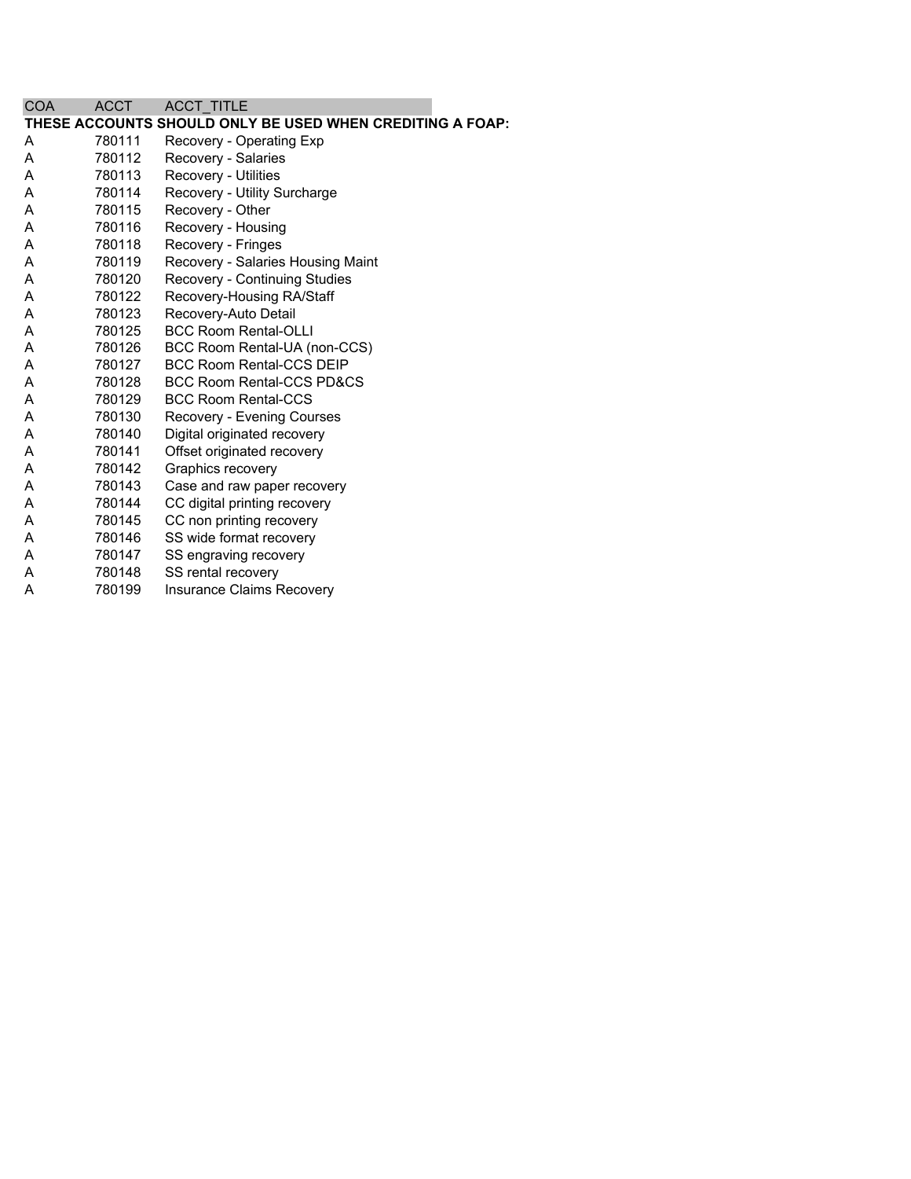| COA | ACCT | ACCT_TITLE |
| --- | --- | --- |
| **THESE ACCOUNTS SHOULD ONLY BE USED WHEN CREDITING A FOAP:** | | |
| A | 780111 | Recovery - Operating Exp |
| A | 780112 | Recovery - Salaries |
| A | 780113 | Recovery - Utilities |
| A | 780114 | Recovery - Utility Surcharge |
| A | 780115 | Recovery - Other |
| A | 780116 | Recovery - Housing |
| A | 780118 | Recovery - Fringes |
| A | 780119 | Recovery - Salaries Housing Maint |
| A | 780120 | Recovery - Continuing Studies |
| A | 780122 | Recovery-Housing RA/Staff |
| A | 780123 | Recovery-Auto Detail |
| A | 780125 | BCC Room Rental-OLLI |
| A | 780126 | BCC Room Rental-UA (non-CCS) |
| A | 780127 | BCC Room Rental-CCS DEIP |
| A | 780128 | BCC Room Rental-CCS PD&CS |
| A | 780129 | BCC Room Rental-CCS |
| A | 780130 | Recovery - Evening Courses |
| A | 780140 | Digital originated recovery |
| A | 780141 | Offset originated recovery |
| A | 780142 | Graphics recovery |
| A | 780143 | Case and raw paper recovery |
| A | 780144 | CC digital printing recovery |
| A | 780145 | CC non printing recovery |
| A | 780146 | SS wide format recovery |
| A | 780147 | SS engraving recovery |
| A | 780148 | SS rental recovery |
| A | 780199 | Insurance Claims Recovery |